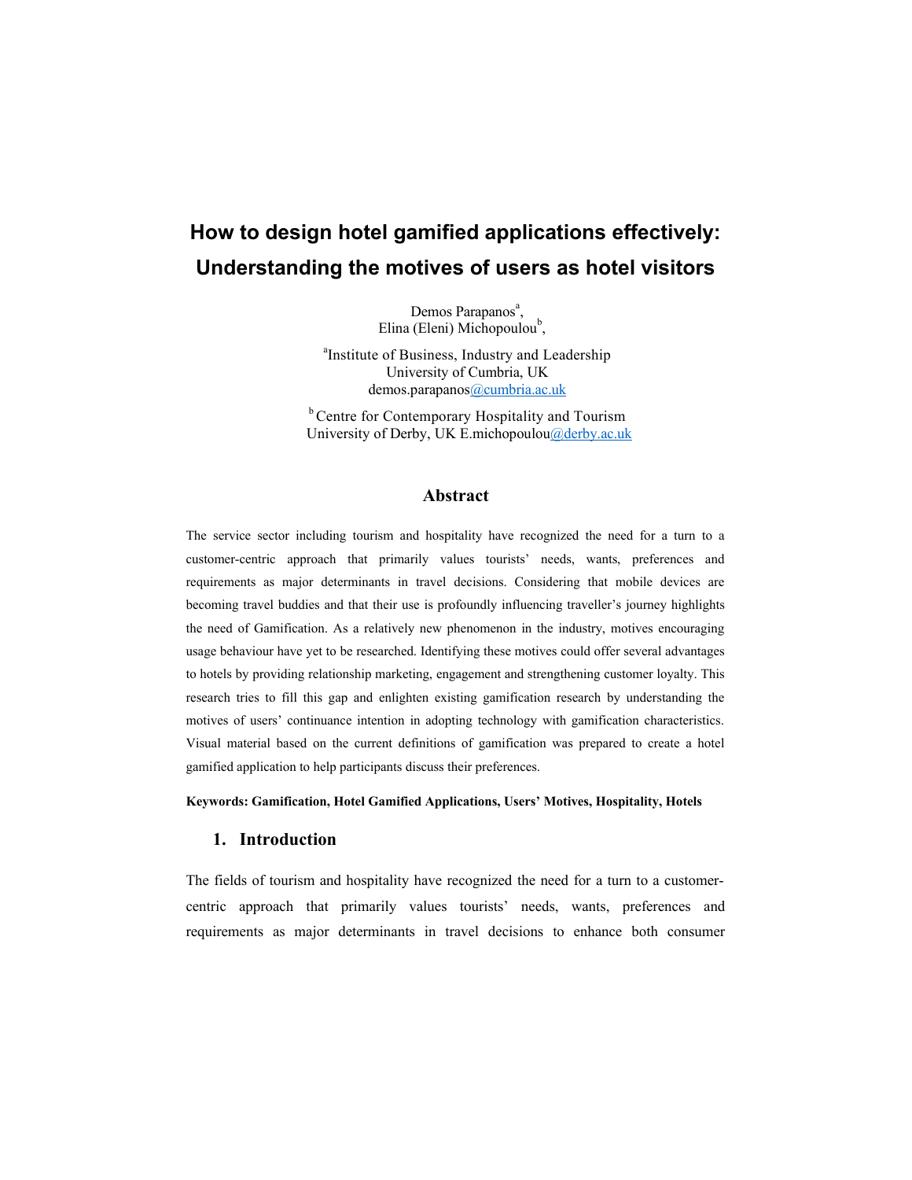# How to design hotel gamified applications effectively: Understanding the motives of users as hotel visitors

Demos Parapanos[a],
Elina (Eleni) Michopoulou[b],

[a]Institute of Business, Industry and Leadership
University of Cumbria, UK
demos.parapanos@cumbria.ac.uk

[b]Centre for Contemporary Hospitality and Tourism
University of Derby, UK E.michopoulou@derby.ac.uk

## Abstract

The service sector including tourism and hospitality have recognized the need for a turn to a customer-centric approach that primarily values tourists' needs, wants, preferences and requirements as major determinants in travel decisions. Considering that mobile devices are becoming travel buddies and that their use is profoundly influencing traveller's journey highlights the need of Gamification. As a relatively new phenomenon in the industry, motives encouraging usage behaviour have yet to be researched. Identifying these motives could offer several advantages to hotels by providing relationship marketing, engagement and strengthening customer loyalty. This research tries to fill this gap and enlighten existing gamification research by understanding the motives of users' continuance intention in adopting technology with gamification characteristics. Visual material based on the current definitions of gamification was prepared to create a hotel gamified application to help participants discuss their preferences.

**Keywords: Gamification, Hotel Gamified Applications, Users' Motives, Hospitality, Hotels**

## 1. Introduction

The fields of tourism and hospitality have recognized the need for a turn to a customer-centric approach that primarily values tourists' needs, wants, preferences and requirements as major determinants in travel decisions to enhance both consumer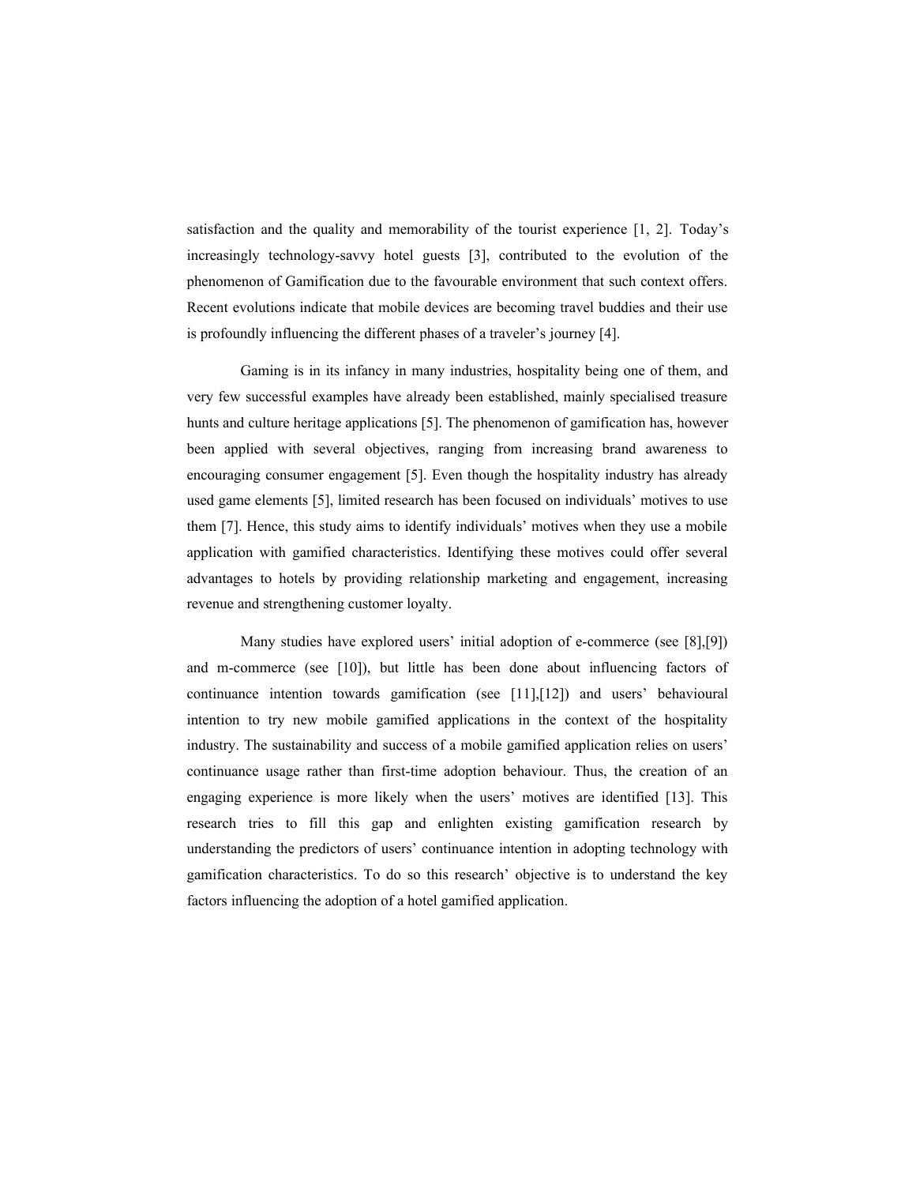satisfaction and the quality and memorability of the tourist experience [1, 2]. Today's increasingly technology-savvy hotel guests [3], contributed to the evolution of the phenomenon of Gamification due to the favourable environment that such context offers. Recent evolutions indicate that mobile devices are becoming travel buddies and their use is profoundly influencing the different phases of a traveler's journey [4].

Gaming is in its infancy in many industries, hospitality being one of them, and very few successful examples have already been established, mainly specialised treasure hunts and culture heritage applications [5]. The phenomenon of gamification has, however been applied with several objectives, ranging from increasing brand awareness to encouraging consumer engagement [5]. Even though the hospitality industry has already used game elements [5], limited research has been focused on individuals' motives to use them [7]. Hence, this study aims to identify individuals' motives when they use a mobile application with gamified characteristics. Identifying these motives could offer several advantages to hotels by providing relationship marketing and engagement, increasing revenue and strengthening customer loyalty.

Many studies have explored users' initial adoption of e-commerce (see [8],[9]) and m-commerce (see [10]), but little has been done about influencing factors of continuance intention towards gamification (see [11],[12]) and users' behavioural intention to try new mobile gamified applications in the context of the hospitality industry. The sustainability and success of a mobile gamified application relies on users' continuance usage rather than first-time adoption behaviour. Thus, the creation of an engaging experience is more likely when the users' motives are identified [13]. This research tries to fill this gap and enlighten existing gamification research by understanding the predictors of users' continuance intention in adopting technology with gamification characteristics. To do so this research' objective is to understand the key factors influencing the adoption of a hotel gamified application.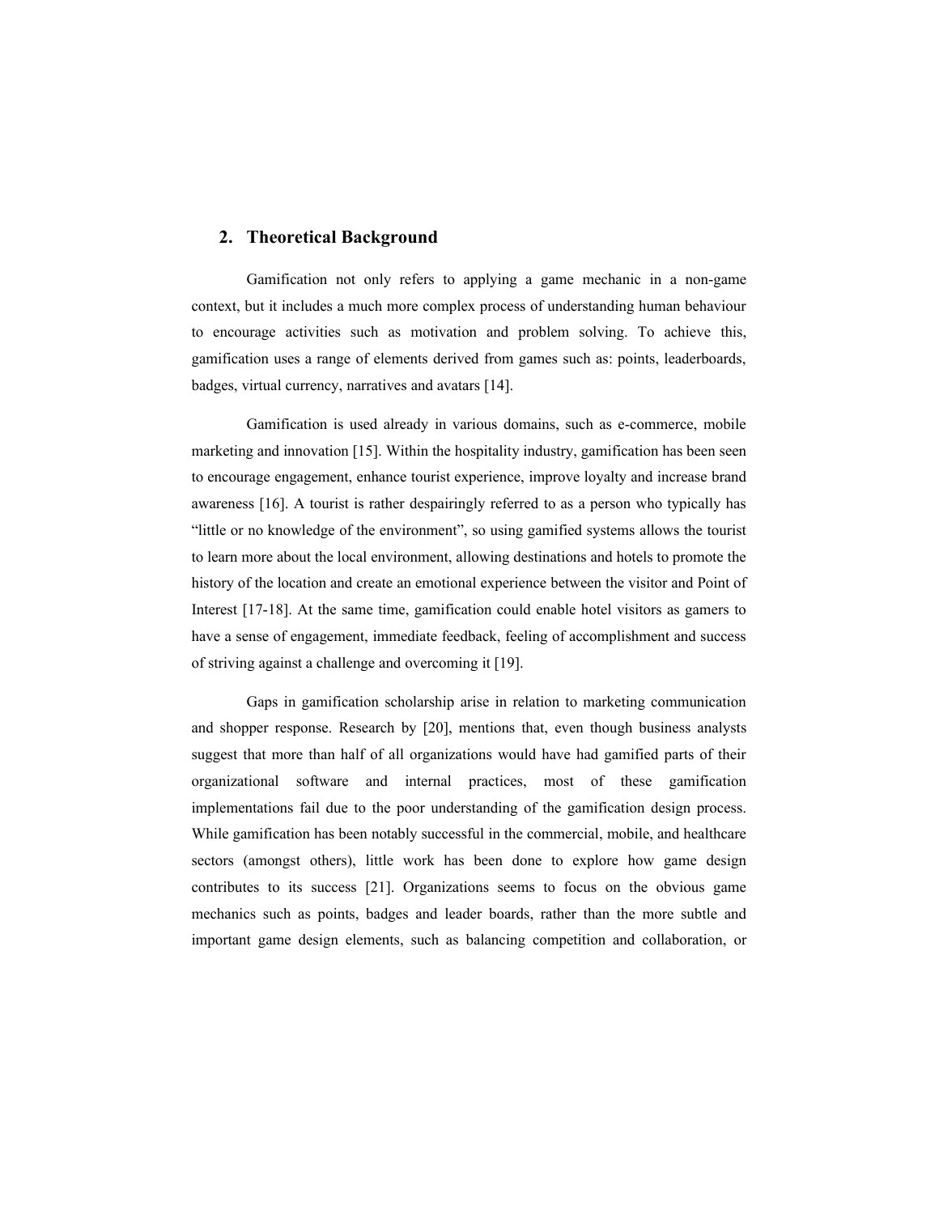## 2. Theoretical Background

Gamification not only refers to applying a game mechanic in a non-game context, but it includes a much more complex process of understanding human behaviour to encourage activities such as motivation and problem solving. To achieve this, gamification uses a range of elements derived from games such as: points, leaderboards, badges, virtual currency, narratives and avatars [14].

Gamification is used already in various domains, such as e-commerce, mobile marketing and innovation [15]. Within the hospitality industry, gamification has been seen to encourage engagement, enhance tourist experience, improve loyalty and increase brand awareness [16]. A tourist is rather despairingly referred to as a person who typically has "little or no knowledge of the environment", so using gamified systems allows the tourist to learn more about the local environment, allowing destinations and hotels to promote the history of the location and create an emotional experience between the visitor and Point of Interest [17-18]. At the same time, gamification could enable hotel visitors as gamers to have a sense of engagement, immediate feedback, feeling of accomplishment and success of striving against a challenge and overcoming it [19].

Gaps in gamification scholarship arise in relation to marketing communication and shopper response. Research by [20], mentions that, even though business analysts suggest that more than half of all organizations would have had gamified parts of their organizational software and internal practices, most of these gamification implementations fail due to the poor understanding of the gamification design process. While gamification has been notably successful in the commercial, mobile, and healthcare sectors (amongst others), little work has been done to explore how game design contributes to its success [21]. Organizations seems to focus on the obvious game mechanics such as points, badges and leader boards, rather than the more subtle and important game design elements, such as balancing competition and collaboration, or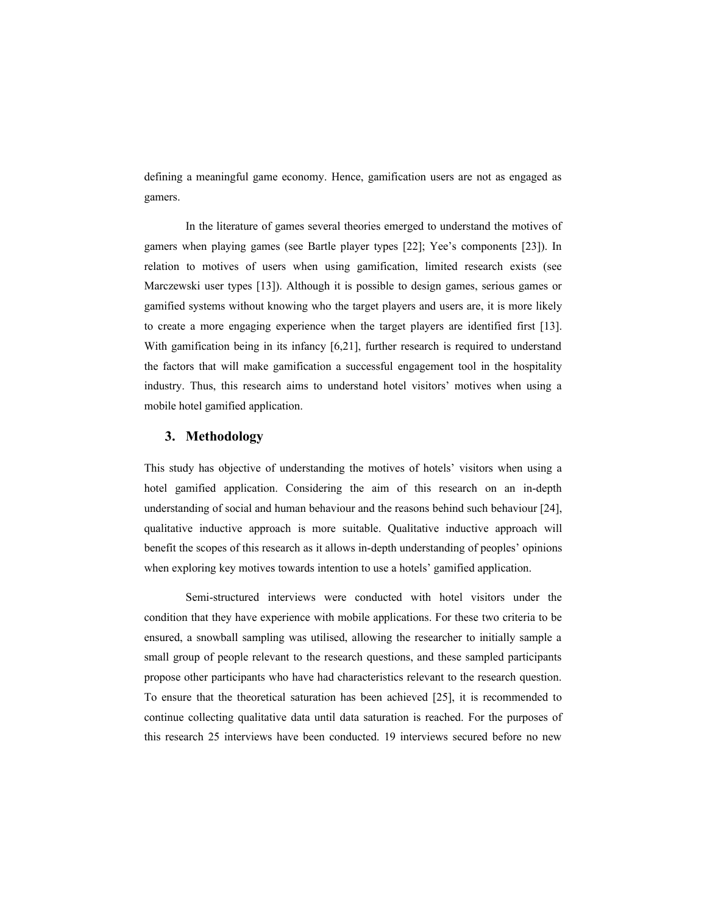defining a meaningful game economy. Hence, gamification users are not as engaged as gamers.

In the literature of games several theories emerged to understand the motives of gamers when playing games (see Bartle player types [22]; Yee's components [23]). In relation to motives of users when using gamification, limited research exists (see Marczewski user types [13]). Although it is possible to design games, serious games or gamified systems without knowing who the target players and users are, it is more likely to create a more engaging experience when the target players are identified first [13]. With gamification being in its infancy [6,21], further research is required to understand the factors that will make gamification a successful engagement tool in the hospitality industry. Thus, this research aims to understand hotel visitors' motives when using a mobile hotel gamified application.

## 3. Methodology

This study has objective of understanding the motives of hotels' visitors when using a hotel gamified application. Considering the aim of this research on an in-depth understanding of social and human behaviour and the reasons behind such behaviour [24], qualitative inductive approach is more suitable. Qualitative inductive approach will benefit the scopes of this research as it allows in-depth understanding of peoples' opinions when exploring key motives towards intention to use a hotels' gamified application.

Semi-structured interviews were conducted with hotel visitors under the condition that they have experience with mobile applications. For these two criteria to be ensured, a snowball sampling was utilised, allowing the researcher to initially sample a small group of people relevant to the research questions, and these sampled participants propose other participants who have had characteristics relevant to the research question. To ensure that the theoretical saturation has been achieved [25], it is recommended to continue collecting qualitative data until data saturation is reached. For the purposes of this research 25 interviews have been conducted. 19 interviews secured before no new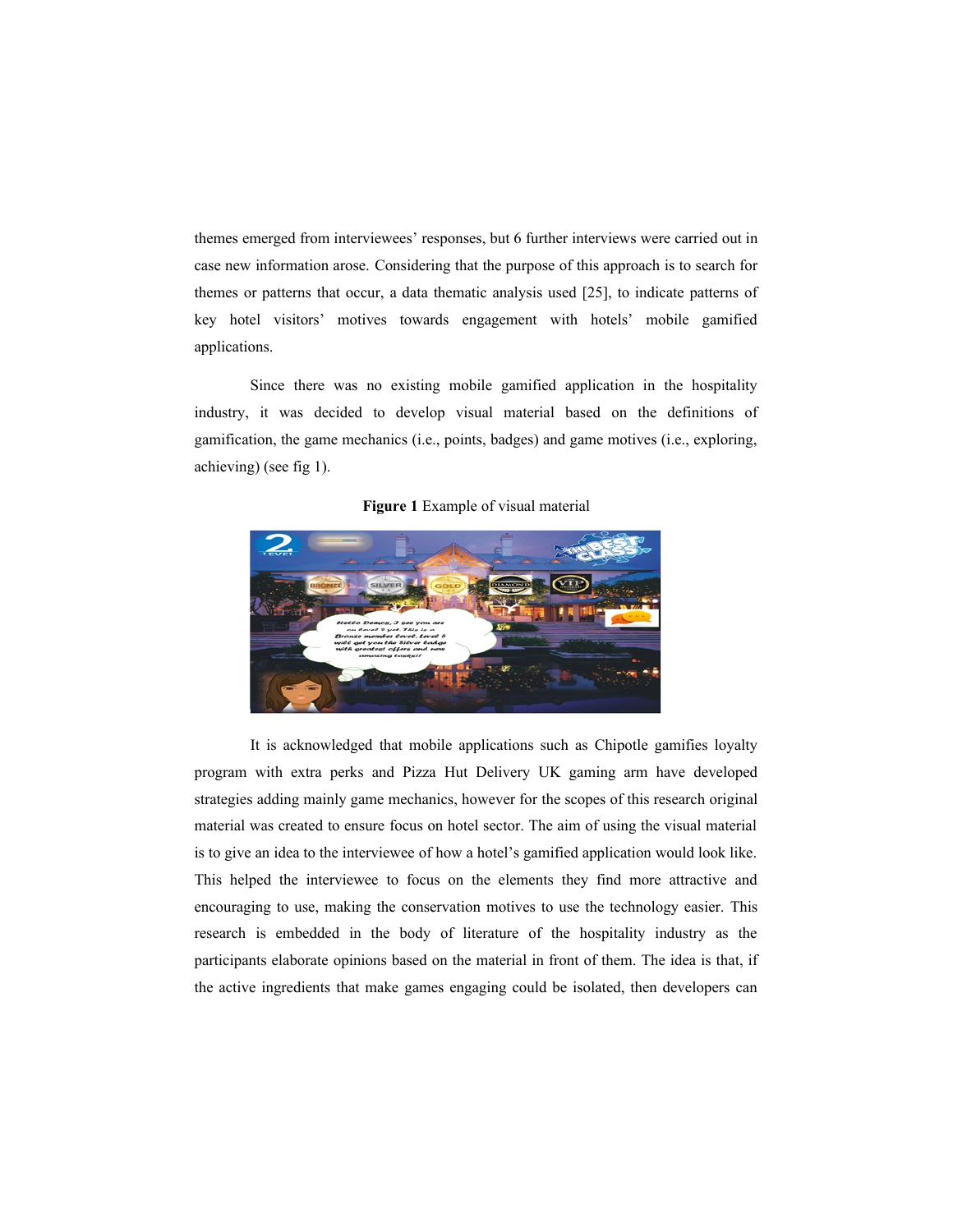themes emerged from interviewees' responses, but 6 further interviews were carried out in case new information arose. Considering that the purpose of this approach is to search for themes or patterns that occur, a data thematic analysis used [25], to indicate patterns of key hotel visitors' motives towards engagement with hotels' mobile gamified applications.

Since there was no existing mobile gamified application in the hospitality industry, it was decided to develop visual material based on the definitions of gamification, the game mechanics (i.e., points, badges) and game motives (i.e., exploring, achieving) (see fig 1).

**Figure 1** Example of visual material

It is acknowledged that mobile applications such as Chipotle gamifies loyalty program with extra perks and Pizza Hut Delivery UK gaming arm have developed strategies adding mainly game mechanics, however for the scopes of this research original material was created to ensure focus on hotel sector. The aim of using the visual material is to give an idea to the interviewee of how a hotel's gamified application would look like. This helped the interviewee to focus on the elements they find more attractive and encouraging to use, making the conservation motives to use the technology easier. This research is embedded in the body of literature of the hospitality industry as the participants elaborate opinions based on the material in front of them. The idea is that, if the active ingredients that make games engaging could be isolated, then developers can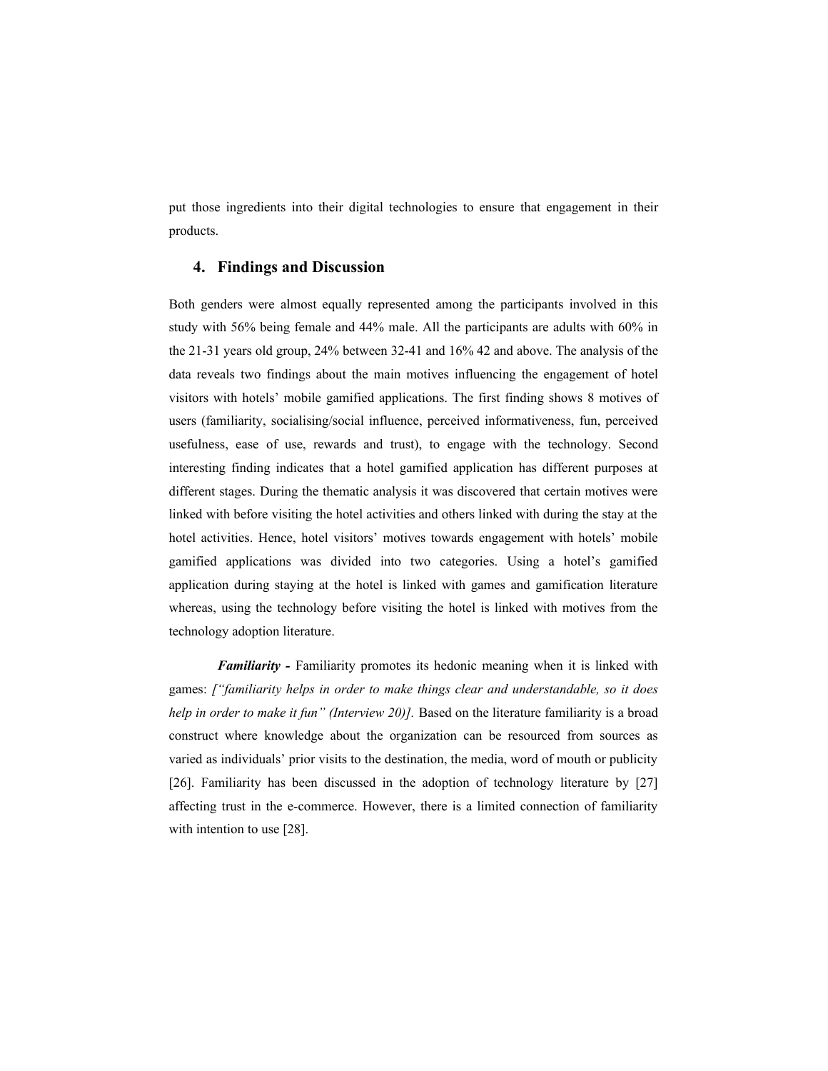put those ingredients into their digital technologies to ensure that engagement in their products.

## 4. Findings and Discussion

Both genders were almost equally represented among the participants involved in this study with 56% being female and 44% male. All the participants are adults with 60% in the 21-31 years old group, 24% between 32-41 and 16% 42 and above. The analysis of the data reveals two findings about the main motives influencing the engagement of hotel visitors with hotels' mobile gamified applications. The first finding shows 8 motives of users (familiarity, socialising/social influence, perceived informativeness, fun, perceived usefulness, ease of use, rewards and trust), to engage with the technology. Second interesting finding indicates that a hotel gamified application has different purposes at different stages. During the thematic analysis it was discovered that certain motives were linked with before visiting the hotel activities and others linked with during the stay at the hotel activities. Hence, hotel visitors' motives towards engagement with hotels' mobile gamified applications was divided into two categories. Using a hotel's gamified application during staying at the hotel is linked with games and gamification literature whereas, using the technology before visiting the hotel is linked with motives from the technology adoption literature.

***Familiarity -*** Familiarity promotes its hedonic meaning when it is linked with games: *["familiarity helps in order to make things clear and understandable, so it does help in order to make it fun" (Interview 20)].* Based on the literature familiarity is a broad construct where knowledge about the organization can be resourced from sources as varied as individuals' prior visits to the destination, the media, word of mouth or publicity [26]. Familiarity has been discussed in the adoption of technology literature by [27] affecting trust in the e-commerce. However, there is a limited connection of familiarity with intention to use [28].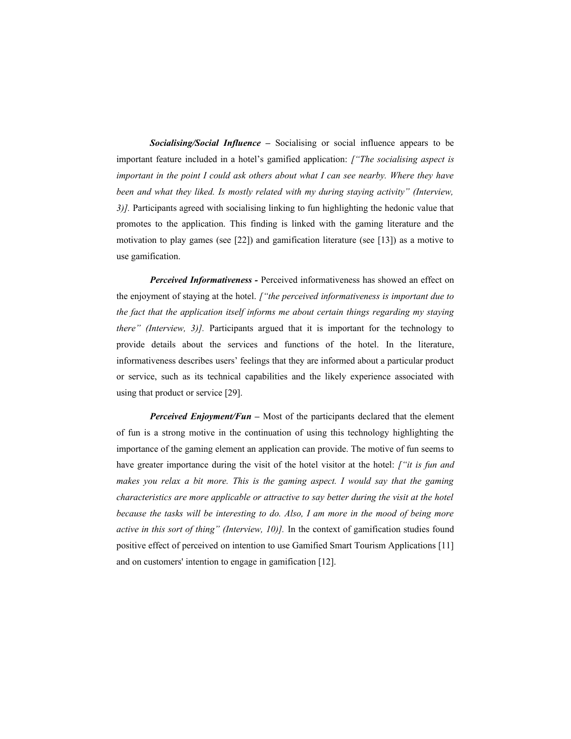***Socialising/Social Influence*** – Socialising or social influence appears to be important feature included in a hotel's gamified application: *["The socialising aspect is important in the point I could ask others about what I can see nearby. Where they have been and what they liked. Is mostly related with my during staying activity" (Interview, 3)].* Participants agreed with socialising linking to fun highlighting the hedonic value that promotes to the application. This finding is linked with the gaming literature and the motivation to play games (see [22]) and gamification literature (see [13]) as a motive to use gamification.

***Perceived Informativeness -*** Perceived informativeness has showed an effect on the enjoyment of staying at the hotel. *["the perceived informativeness is important due to the fact that the application itself informs me about certain things regarding my staying there" (Interview, 3)].* Participants argued that it is important for the technology to provide details about the services and functions of the hotel. In the literature, informativeness describes users' feelings that they are informed about a particular product or service, such as its technical capabilities and the likely experience associated with using that product or service [29].

***Perceived Enjoyment/Fun*** – Most of the participants declared that the element of fun is a strong motive in the continuation of using this technology highlighting the importance of the gaming element an application can provide. The motive of fun seems to have greater importance during the visit of the hotel visitor at the hotel: *["it is fun and makes you relax a bit more. This is the gaming aspect. I would say that the gaming characteristics are more applicable or attractive to say better during the visit at the hotel because the tasks will be interesting to do. Also, I am more in the mood of being more active in this sort of thing" (Interview, 10)].* In the context of gamification studies found positive effect of perceived on intention to use Gamified Smart Tourism Applications [11] and on customers' intention to engage in gamification [12].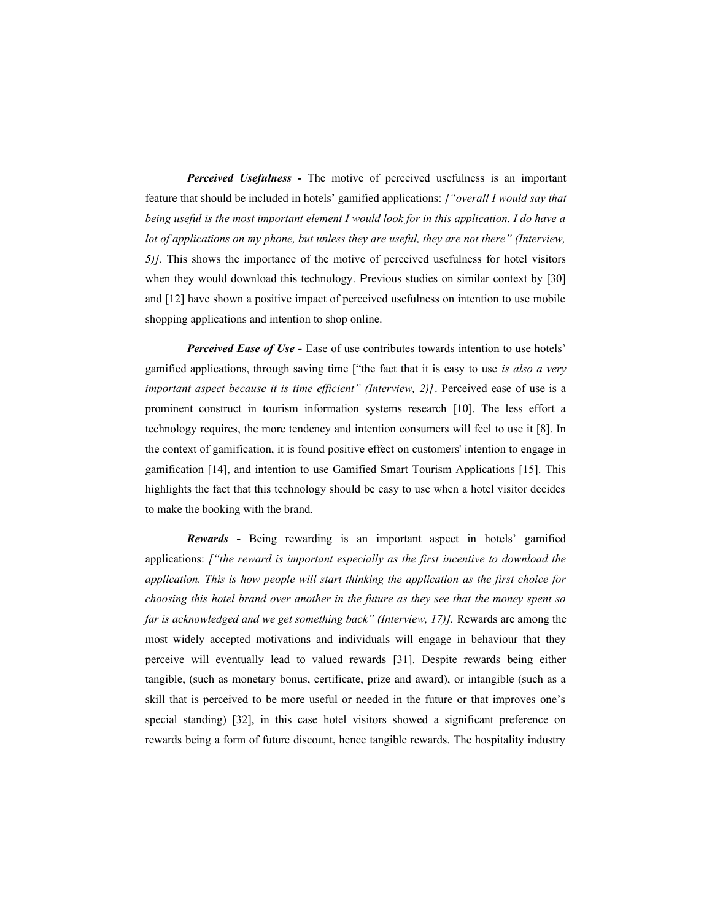***Perceived Usefulness -*** The motive of perceived usefulness is an important feature that should be included in hotels' gamified applications: *["overall I would say that being useful is the most important element I would look for in this application. I do have a lot of applications on my phone, but unless they are useful, they are not there" (Interview, 5)].* This shows the importance of the motive of perceived usefulness for hotel visitors when they would download this technology. Previous studies on similar context by [30] and [12] have shown a positive impact of perceived usefulness on intention to use mobile shopping applications and intention to shop online.

***Perceived Ease of Use -*** Ease of use contributes towards intention to use hotels' gamified applications, through saving time ["the fact that it is easy to use *is also a very important aspect because it is time efficient" (Interview, 2)]*. Perceived ease of use is a prominent construct in tourism information systems research [10]. The less effort a technology requires, the more tendency and intention consumers will feel to use it [8]. In the context of gamification, it is found positive effect on customers' intention to engage in gamification [14], and intention to use Gamified Smart Tourism Applications [15]. This highlights the fact that this technology should be easy to use when a hotel visitor decides to make the booking with the brand.

***Rewards -*** Being rewarding is an important aspect in hotels' gamified applications: *["the reward is important especially as the first incentive to download the application. This is how people will start thinking the application as the first choice for choosing this hotel brand over another in the future as they see that the money spent so far is acknowledged and we get something back" (Interview, 17)].* Rewards are among the most widely accepted motivations and individuals will engage in behaviour that they perceive will eventually lead to valued rewards [31]. Despite rewards being either tangible, (such as monetary bonus, certificate, prize and award), or intangible (such as a skill that is perceived to be more useful or needed in the future or that improves one's special standing) [32], in this case hotel visitors showed a significant preference on rewards being a form of future discount, hence tangible rewards. The hospitality industry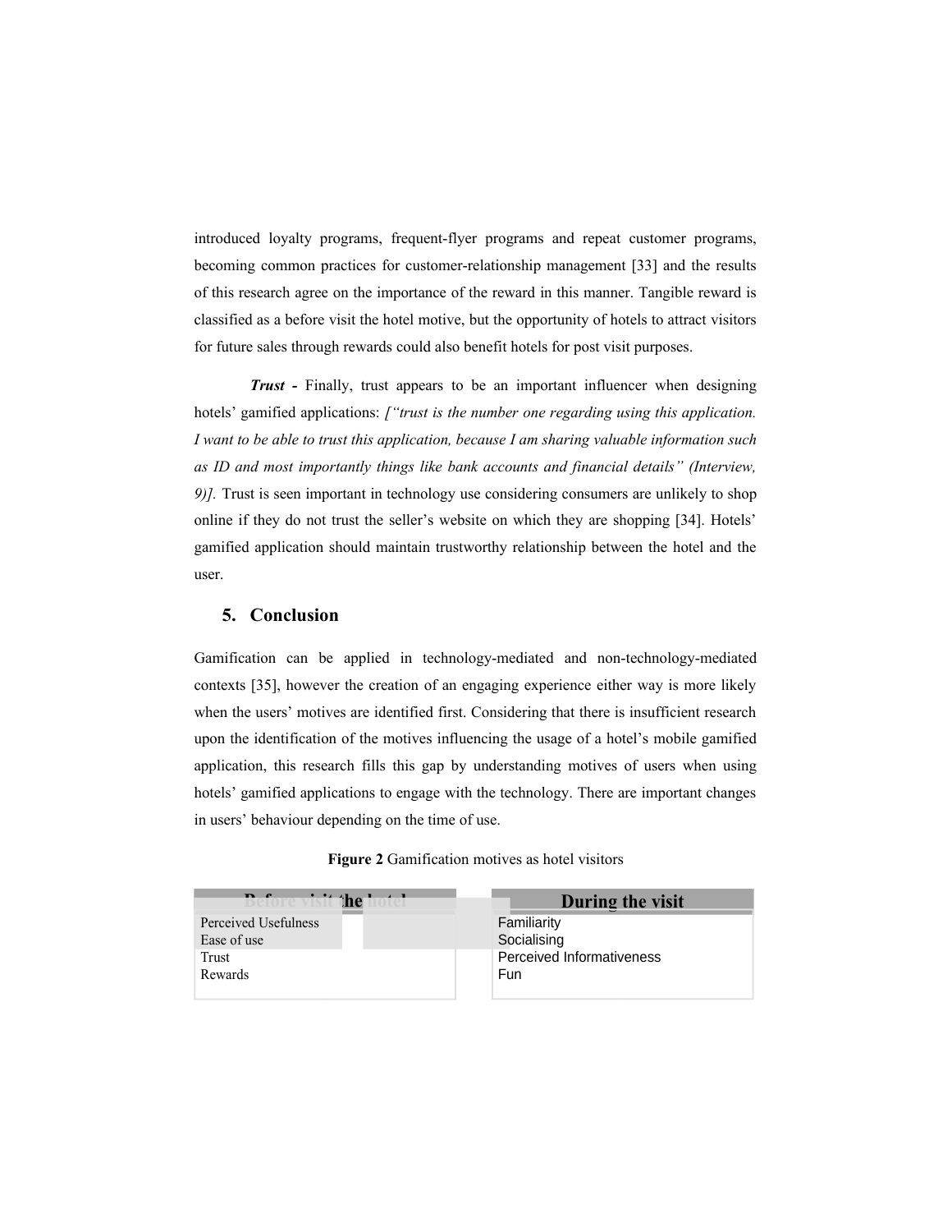introduced loyalty programs, frequent-flyer programs and repeat customer programs, becoming common practices for customer-relationship management [33] and the results of this research agree on the importance of the reward in this manner. Tangible reward is classified as a before visit the hotel motive, but the opportunity of hotels to attract visitors for future sales through rewards could also benefit hotels for post visit purposes.

***Trust -*** Finally, trust appears to be an important influencer when designing hotels' gamified applications: *["trust is the number one regarding using this application. I want to be able to trust this application, because I am sharing valuable information such as ID and most importantly things like bank accounts and financial details" (Interview, 9)].* Trust is seen important in technology use considering consumers are unlikely to shop online if they do not trust the seller's website on which they are shopping [34]. Hotels' gamified application should maintain trustworthy relationship between the hotel and the user.

## 5. Conclusion

Gamification can be applied in technology-mediated and non-technology-mediated contexts [35], however the creation of an engaging experience either way is more likely when the users' motives are identified first. Considering that there is insufficient research upon the identification of the motives influencing the usage of a hotel's mobile gamified application, this research fills this gap by understanding motives of users when using hotels' gamified applications to engage with the technology. There are important changes in users' behaviour depending on the time of use.

**Figure 2** Gamification motives as hotel visitors

| Before visit the hotel | During the visit |
| --- | --- |
| Perceived Usefulness<br>Ease of use<br>Trust<br>Rewards | Familiarity<br>Socialising<br>Perceived Informativeness<br>Fun |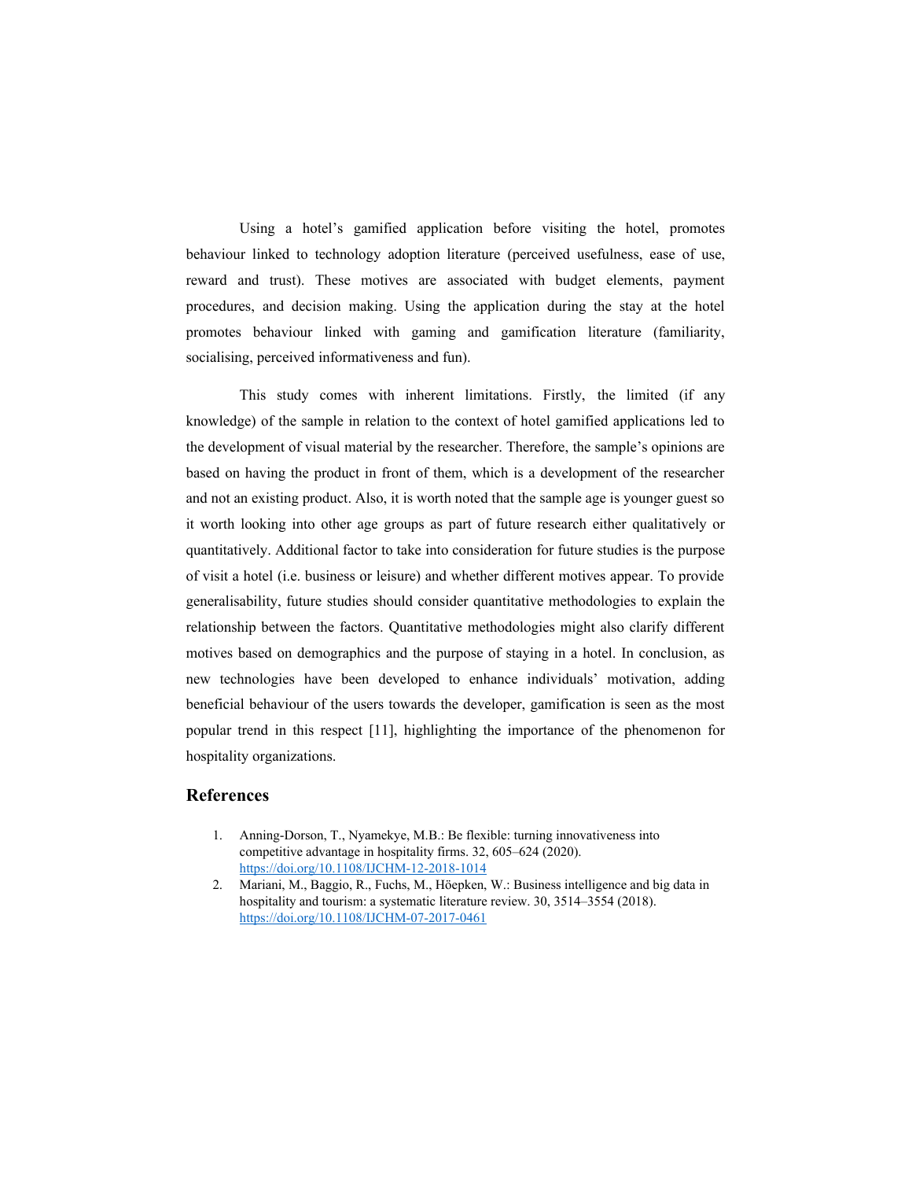Using a hotel's gamified application before visiting the hotel, promotes behaviour linked to technology adoption literature (perceived usefulness, ease of use, reward and trust). These motives are associated with budget elements, payment procedures, and decision making. Using the application during the stay at the hotel promotes behaviour linked with gaming and gamification literature (familiarity, socialising, perceived informativeness and fun).

This study comes with inherent limitations. Firstly, the limited (if any knowledge) of the sample in relation to the context of hotel gamified applications led to the development of visual material by the researcher. Therefore, the sample's opinions are based on having the product in front of them, which is a development of the researcher and not an existing product. Also, it is worth noted that the sample age is younger guest so it worth looking into other age groups as part of future research either qualitatively or quantitatively. Additional factor to take into consideration for future studies is the purpose of visit a hotel (i.e. business or leisure) and whether different motives appear. To provide generalisability, future studies should consider quantitative methodologies to explain the relationship between the factors. Quantitative methodologies might also clarify different motives based on demographics and the purpose of staying in a hotel. In conclusion, as new technologies have been developed to enhance individuals' motivation, adding beneficial behaviour of the users towards the developer, gamification is seen as the most popular trend in this respect [11], highlighting the importance of the phenomenon for hospitality organizations.

## References

1. Anning-Dorson, T., Nyamekye, M.B.: Be flexible: turning innovativeness into competitive advantage in hospitality firms. 32, 605–624 (2020). https://doi.org/10.1108/IJCHM-12-2018-1014
2. Mariani, M., Baggio, R., Fuchs, M., Höepken, W.: Business intelligence and big data in hospitality and tourism: a systematic literature review. 30, 3514–3554 (2018). https://doi.org/10.1108/IJCHM-07-2017-0461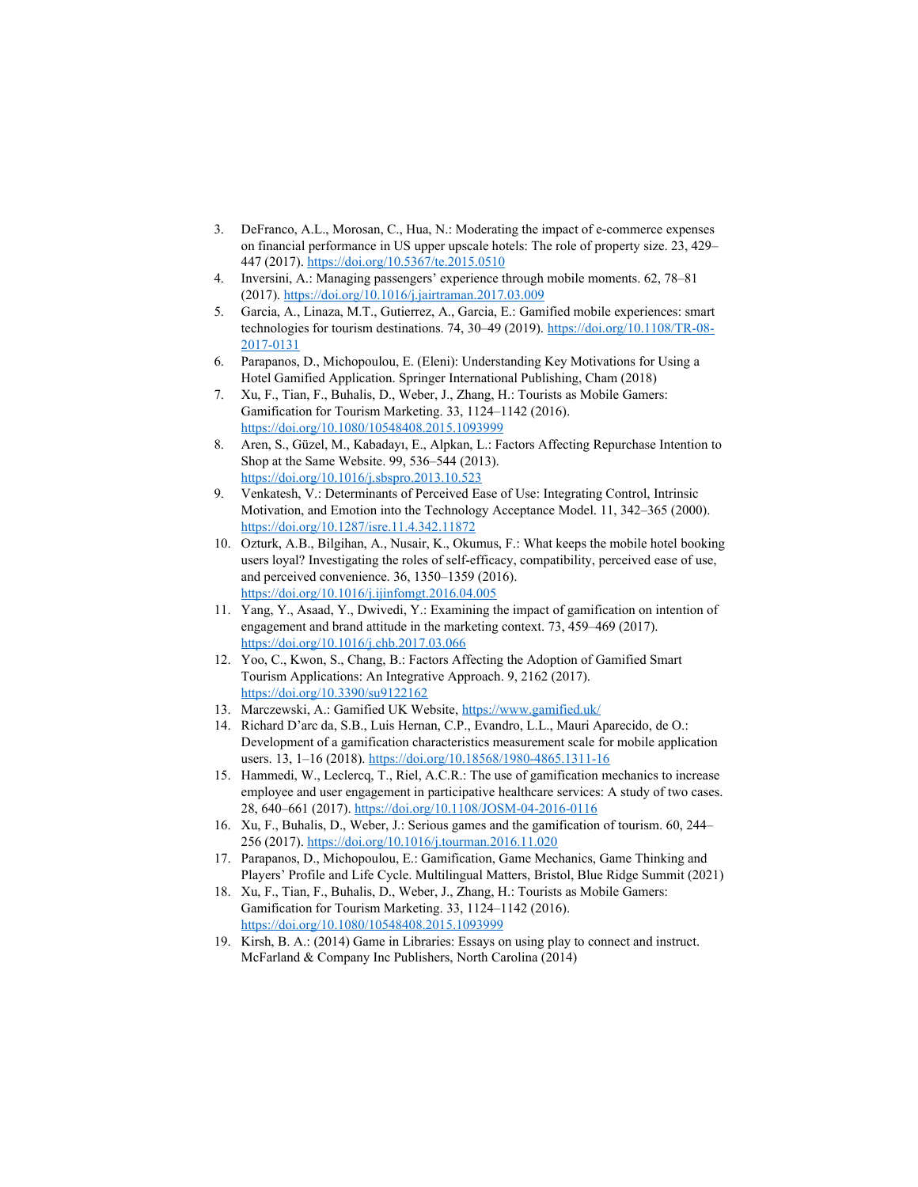3. DeFranco, A.L., Morosan, C., Hua, N.: Moderating the impact of e-commerce expenses on financial performance in US upper upscale hotels: The role of property size. 23, 429–447 (2017). https://doi.org/10.5367/te.2015.0510
4. Inversini, A.: Managing passengers' experience through mobile moments. 62, 78–81 (2017). https://doi.org/10.1016/j.jairtraman.2017.03.009
5. Garcia, A., Linaza, M.T., Gutierrez, A., Garcia, E.: Gamified mobile experiences: smart technologies for tourism destinations. 74, 30–49 (2019). https://doi.org/10.1108/TR-08-2017-0131
6. Parapanos, D., Michopoulou, E. (Eleni): Understanding Key Motivations for Using a Hotel Gamified Application. Springer International Publishing, Cham (2018)
7. Xu, F., Tian, F., Buhalis, D., Weber, J., Zhang, H.: Tourists as Mobile Gamers: Gamification for Tourism Marketing. 33, 1124–1142 (2016). https://doi.org/10.1080/10548408.2015.1093999
8. Aren, S., Güzel, M., Kabadayı, E., Alpkan, L.: Factors Affecting Repurchase Intention to Shop at the Same Website. 99, 536–544 (2013). https://doi.org/10.1016/j.sbspro.2013.10.523
9. Venkatesh, V.: Determinants of Perceived Ease of Use: Integrating Control, Intrinsic Motivation, and Emotion into the Technology Acceptance Model. 11, 342–365 (2000). https://doi.org/10.1287/isre.11.4.342.11872
10. Ozturk, A.B., Bilgihan, A., Nusair, K., Okumus, F.: What keeps the mobile hotel booking users loyal? Investigating the roles of self-efficacy, compatibility, perceived ease of use, and perceived convenience. 36, 1350–1359 (2016). https://doi.org/10.1016/j.ijinfomgt.2016.04.005
11. Yang, Y., Asaad, Y., Dwivedi, Y.: Examining the impact of gamification on intention of engagement and brand attitude in the marketing context. 73, 459–469 (2017). https://doi.org/10.1016/j.chb.2017.03.066
12. Yoo, C., Kwon, S., Chang, B.: Factors Affecting the Adoption of Gamified Smart Tourism Applications: An Integrative Approach. 9, 2162 (2017). https://doi.org/10.3390/su9122162
13. Marczewski, A.: Gamified UK Website, https://www.gamified.uk/
14. Richard D'arc da, S.B., Luis Hernan, C.P., Evandro, L.L., Mauri Aparecido, de O.: Development of a gamification characteristics measurement scale for mobile application users. 13, 1–16 (2018). https://doi.org/10.18568/1980-4865.1311-16
15. Hammedi, W., Leclercq, T., Riel, A.C.R.: The use of gamification mechanics to increase employee and user engagement in participative healthcare services: A study of two cases. 28, 640–661 (2017). https://doi.org/10.1108/JOSM-04-2016-0116
16. Xu, F., Buhalis, D., Weber, J.: Serious games and the gamification of tourism. 60, 244–256 (2017). https://doi.org/10.1016/j.tourman.2016.11.020
17. Parapanos, D., Michopoulou, E.: Gamification, Game Mechanics, Game Thinking and Players' Profile and Life Cycle. Multilingual Matters, Bristol, Blue Ridge Summit (2021)
18. Xu, F., Tian, F., Buhalis, D., Weber, J., Zhang, H.: Tourists as Mobile Gamers: Gamification for Tourism Marketing. 33, 1124–1142 (2016). https://doi.org/10.1080/10548408.2015.1093999
19. Kirsh, B. A.: (2014) Game in Libraries: Essays on using play to connect and instruct. McFarland & Company Inc Publishers, North Carolina (2014)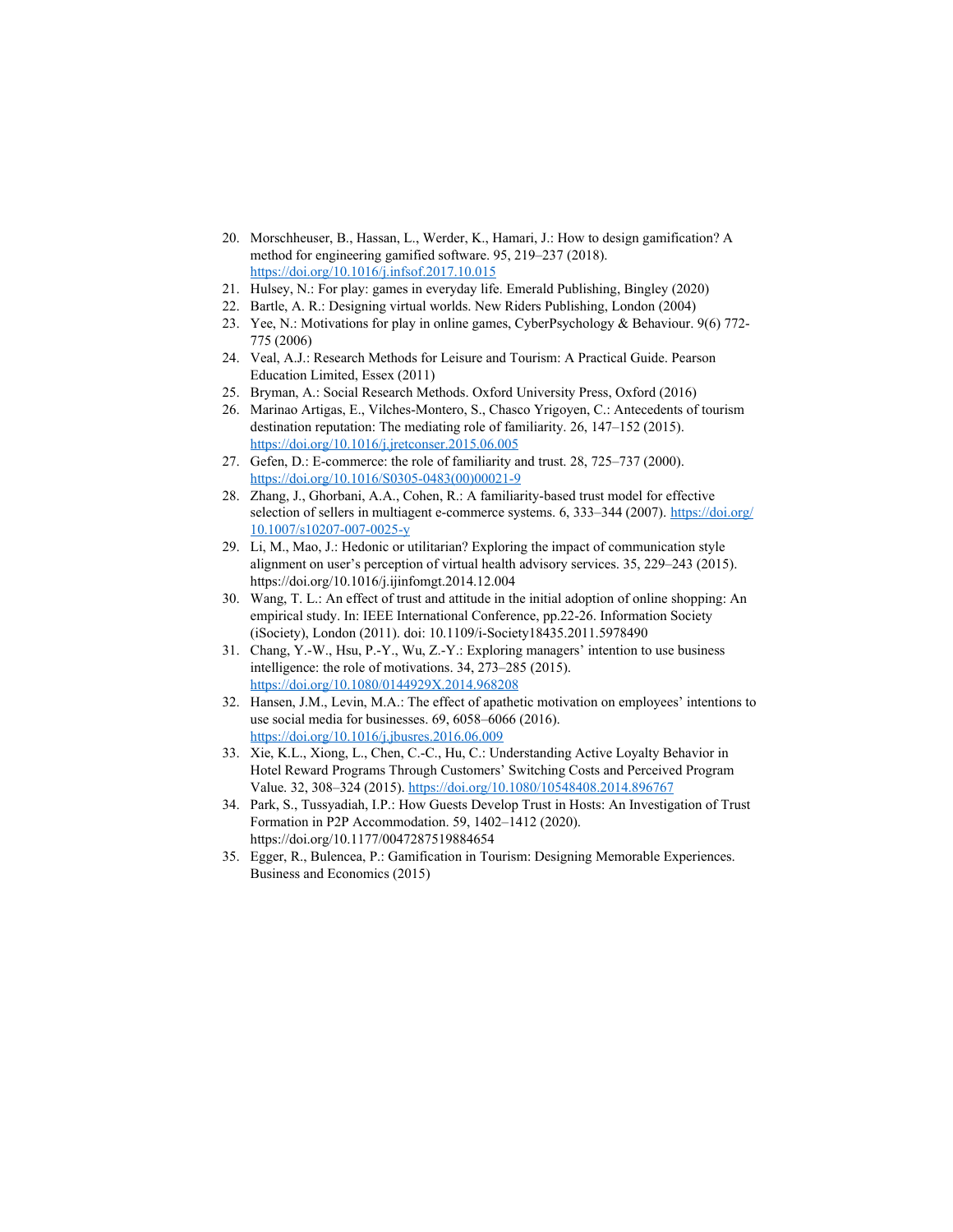20. Morschheuser, B., Hassan, L., Werder, K., Hamari, J.: How to design gamification? A method for engineering gamified software. 95, 219–237 (2018). https://doi.org/10.1016/j.infsof.2017.10.015
21. Hulsey, N.: For play: games in everyday life. Emerald Publishing, Bingley (2020)
22. Bartle, A. R.: Designing virtual worlds. New Riders Publishing, London (2004)
23. Yee, N.: Motivations for play in online games, CyberPsychology & Behaviour. 9(6) 772-775 (2006)
24. Veal, A.J.: Research Methods for Leisure and Tourism: A Practical Guide. Pearson Education Limited, Essex (2011)
25. Bryman, A.: Social Research Methods. Oxford University Press, Oxford (2016)
26. Marinao Artigas, E., Vilches-Montero, S., Chasco Yrigoyen, C.: Antecedents of tourism destination reputation: The mediating role of familiarity. 26, 147–152 (2015). https://doi.org/10.1016/j.jretconser.2015.06.005
27. Gefen, D.: E-commerce: the role of familiarity and trust. 28, 725–737 (2000). https://doi.org/10.1016/S0305-0483(00)00021-9
28. Zhang, J., Ghorbani, A.A., Cohen, R.: A familiarity-based trust model for effective selection of sellers in multiagent e-commerce systems. 6, 333–344 (2007). https://doi.org/10.1007/s10207-007-0025-y
29. Li, M., Mao, J.: Hedonic or utilitarian? Exploring the impact of communication style alignment on user's perception of virtual health advisory services. 35, 229–243 (2015). https://doi.org/10.1016/j.ijinfomgt.2014.12.004
30. Wang, T. L.: An effect of trust and attitude in the initial adoption of online shopping: An empirical study. In: IEEE International Conference, pp.22-26. Information Society (iSociety), London (2011). doi: 10.1109/i-Society18435.2011.5978490
31. Chang, Y.-W., Hsu, P.-Y., Wu, Z.-Y.: Exploring managers' intention to use business intelligence: the role of motivations. 34, 273–285 (2015). https://doi.org/10.1080/0144929X.2014.968208
32. Hansen, J.M., Levin, M.A.: The effect of apathetic motivation on employees' intentions to use social media for businesses. 69, 6058–6066 (2016). https://doi.org/10.1016/j.jbusres.2016.06.009
33. Xie, K.L., Xiong, L., Chen, C.-C., Hu, C.: Understanding Active Loyalty Behavior in Hotel Reward Programs Through Customers' Switching Costs and Perceived Program Value. 32, 308–324 (2015). https://doi.org/10.1080/10548408.2014.896767
34. Park, S., Tussyadiah, I.P.: How Guests Develop Trust in Hosts: An Investigation of Trust Formation in P2P Accommodation. 59, 1402–1412 (2020). https://doi.org/10.1177/0047287519884654
35. Egger, R., Bulencea, P.: Gamification in Tourism: Designing Memorable Experiences. Business and Economics (2015)